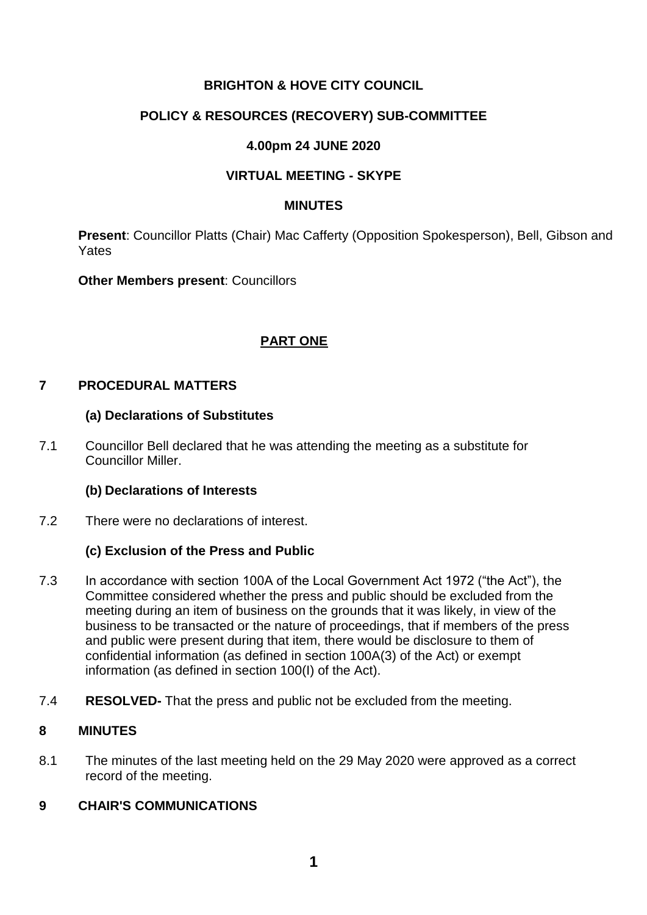**BRIGHTON & HOVE CITY COUNCIL**

**POLICY & RESOURCES (RECOVERY) SUB-COMMITTEE**

**4.00pm 24 JUNE 2020**

**VIRTUAL MEETING - SKYPE**

**MINUTES**

**Present**: Councillor Platts (Chair) Mac Cafferty (Opposition Spokesperson), Bell, Gibson and Yates

**Other Members present**: Councillors

**PART ONE**

## 7 PROCEDURAL MATTERS

### (a) Declarations of Substitutes

7.1 Councillor Bell declared that he was attending the meeting as a substitute for Councillor Miller.

### (b) Declarations of Interests

7.2 There were no declarations of interest.

### (c) Exclusion of the Press and Public

7.3 In accordance with section 100A of the Local Government Act 1972 ("the Act"), the Committee considered whether the press and public should be excluded from the meeting during an item of business on the grounds that it was likely, in view of the business to be transacted or the nature of proceedings, that if members of the press and public were present during that item, there would be disclosure to them of confidential information (as defined in section 100A(3) of the Act) or exempt information (as defined in section 100(I) of the Act).

7.4 **RESOLVED-** That the press and public not be excluded from the meeting.

## 8 MINUTES

8.1 The minutes of the last meeting held on the 29 May 2020 were approved as a correct record of the meeting.

## 9 CHAIR'S COMMUNICATIONS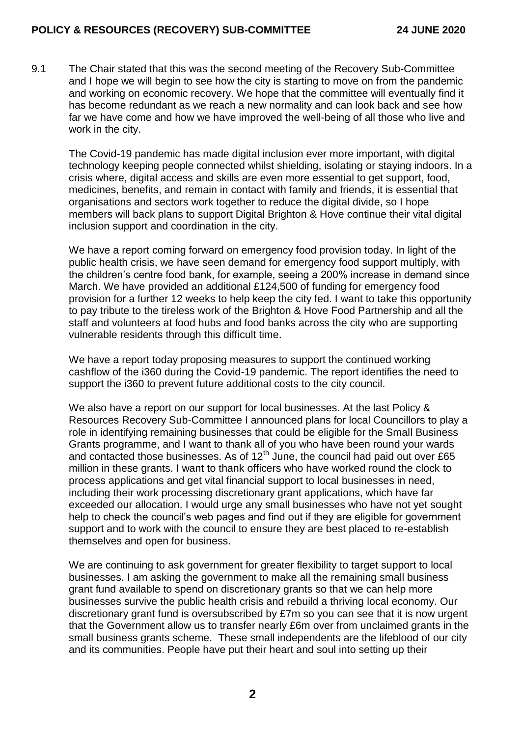9.1 The Chair stated that this was the second meeting of the Recovery Sub-Committee and I hope we will begin to see how the city is starting to move on from the pandemic and working on economic recovery. We hope that the committee will eventually find it has become redundant as we reach a new normality and can look back and see how far we have come and how we have improved the well-being of all those who live and work in the city.

The Covid-19 pandemic has made digital inclusion ever more important, with digital technology keeping people connected whilst shielding, isolating or staying indoors. In a crisis where, digital access and skills are even more essential to get support, food, medicines, benefits, and remain in contact with family and friends, it is essential that organisations and sectors work together to reduce the digital divide, so I hope members will back plans to support Digital Brighton & Hove continue their vital digital inclusion support and coordination in the city.

We have a report coming forward on emergency food provision today. In light of the public health crisis, we have seen demand for emergency food support multiply, with the children's centre food bank, for example, seeing a 200% increase in demand since March. We have provided an additional £124,500 of funding for emergency food provision for a further 12 weeks to help keep the city fed. I want to take this opportunity to pay tribute to the tireless work of the Brighton & Hove Food Partnership and all the staff and volunteers at food hubs and food banks across the city who are supporting vulnerable residents through this difficult time.

We have a report today proposing measures to support the continued working cashflow of the i360 during the Covid-19 pandemic. The report identifies the need to support the i360 to prevent future additional costs to the city council.

We also have a report on our support for local businesses. At the last Policy & Resources Recovery Sub-Committee I announced plans for local Councillors to play a role in identifying remaining businesses that could be eligible for the Small Business Grants programme, and I want to thank all of you who have been round your wards and contacted those businesses. As of 12th June, the council had paid out over £65 million in these grants. I want to thank officers who have worked round the clock to process applications and get vital financial support to local businesses in need, including their work processing discretionary grant applications, which have far exceeded our allocation. I would urge any small businesses who have not yet sought help to check the council's web pages and find out if they are eligible for government support and to work with the council to ensure they are best placed to re-establish themselves and open for business.

We are continuing to ask government for greater flexibility to target support to local businesses. I am asking the government to make all the remaining small business grant fund available to spend on discretionary grants so that we can help more businesses survive the public health crisis and rebuild a thriving local economy. Our discretionary grant fund is oversubscribed by £7m so you can see that it is now urgent that the Government allow us to transfer nearly £6m over from unclaimed grants in the small business grants scheme. These small independents are the lifeblood of our city and its communities. People have put their heart and soul into setting up their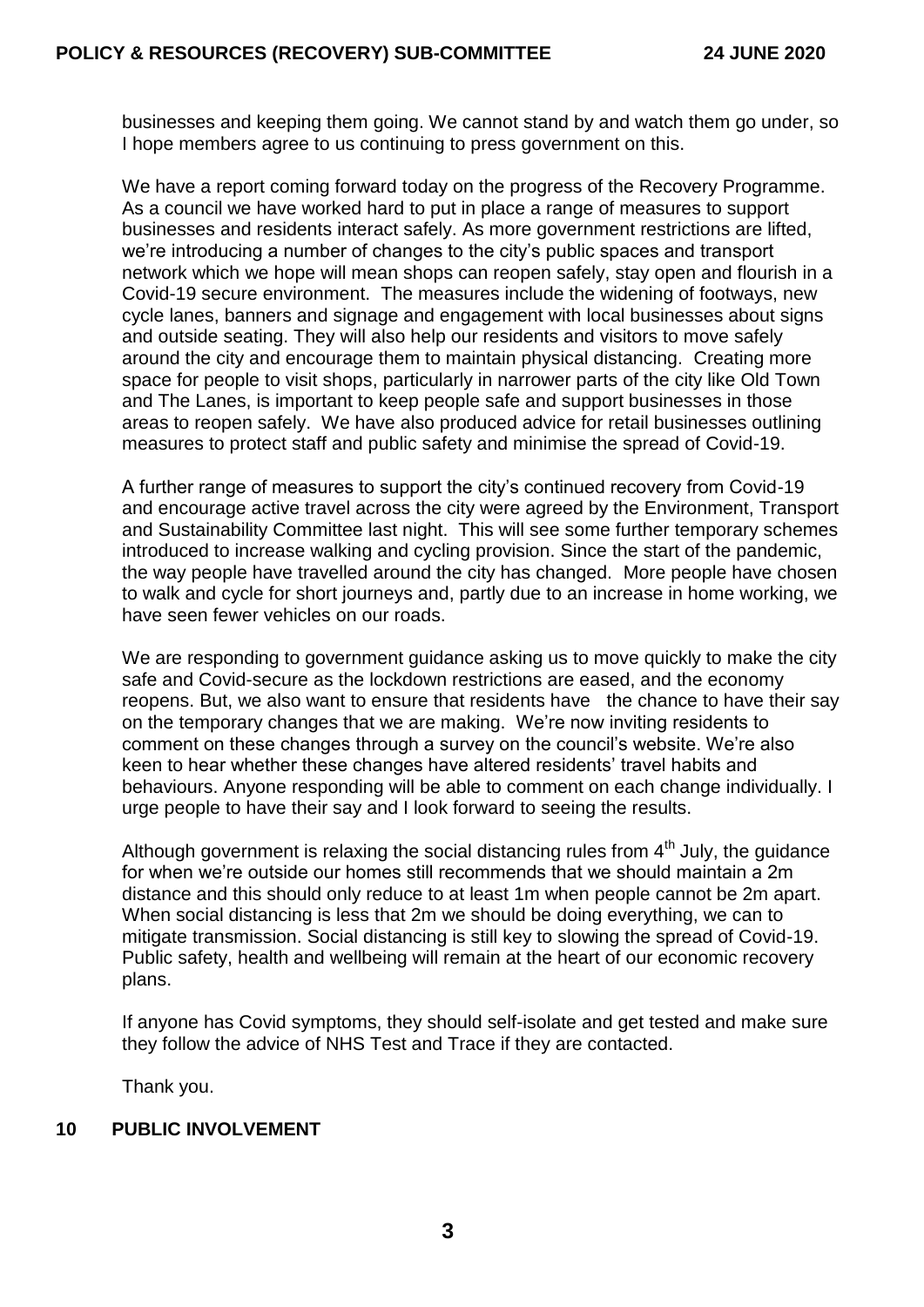businesses and keeping them going. We cannot stand by and watch them go under, so I hope members agree to us continuing to press government on this.

We have a report coming forward today on the progress of the Recovery Programme. As a council we have worked hard to put in place a range of measures to support businesses and residents interact safely. As more government restrictions are lifted, we're introducing a number of changes to the city's public spaces and transport network which we hope will mean shops can reopen safely, stay open and flourish in a Covid-19 secure environment. The measures include the widening of footways, new cycle lanes, banners and signage and engagement with local businesses about signs and outside seating. They will also help our residents and visitors to move safely around the city and encourage them to maintain physical distancing. Creating more space for people to visit shops, particularly in narrower parts of the city like Old Town and The Lanes, is important to keep people safe and support businesses in those areas to reopen safely. We have also produced advice for retail businesses outlining measures to protect staff and public safety and minimise the spread of Covid-19.

A further range of measures to support the city's continued recovery from Covid-19 and encourage active travel across the city were agreed by the Environment, Transport and Sustainability Committee last night. This will see some further temporary schemes introduced to increase walking and cycling provision. Since the start of the pandemic, the way people have travelled around the city has changed. More people have chosen to walk and cycle for short journeys and, partly due to an increase in home working, we have seen fewer vehicles on our roads.

We are responding to government guidance asking us to move quickly to make the city safe and Covid-secure as the lockdown restrictions are eased, and the economy reopens. But, we also want to ensure that residents have the chance to have their say on the temporary changes that we are making. We're now inviting residents to comment on these changes through a survey on the council's website. We're also keen to hear whether these changes have altered residents' travel habits and behaviours. Anyone responding will be able to comment on each change individually. I urge people to have their say and I look forward to seeing the results.

Although government is relaxing the social distancing rules from 4th July, the guidance for when we're outside our homes still recommends that we should maintain a 2m distance and this should only reduce to at least 1m when people cannot be 2m apart. When social distancing is less that 2m we should be doing everything, we can to mitigate transmission. Social distancing is still key to slowing the spread of Covid-19. Public safety, health and wellbeing will remain at the heart of our economic recovery plans.

If anyone has Covid symptoms, they should self-isolate and get tested and make sure they follow the advice of NHS Test and Trace if they are contacted.

Thank you.

## 10 PUBLIC INVOLVEMENT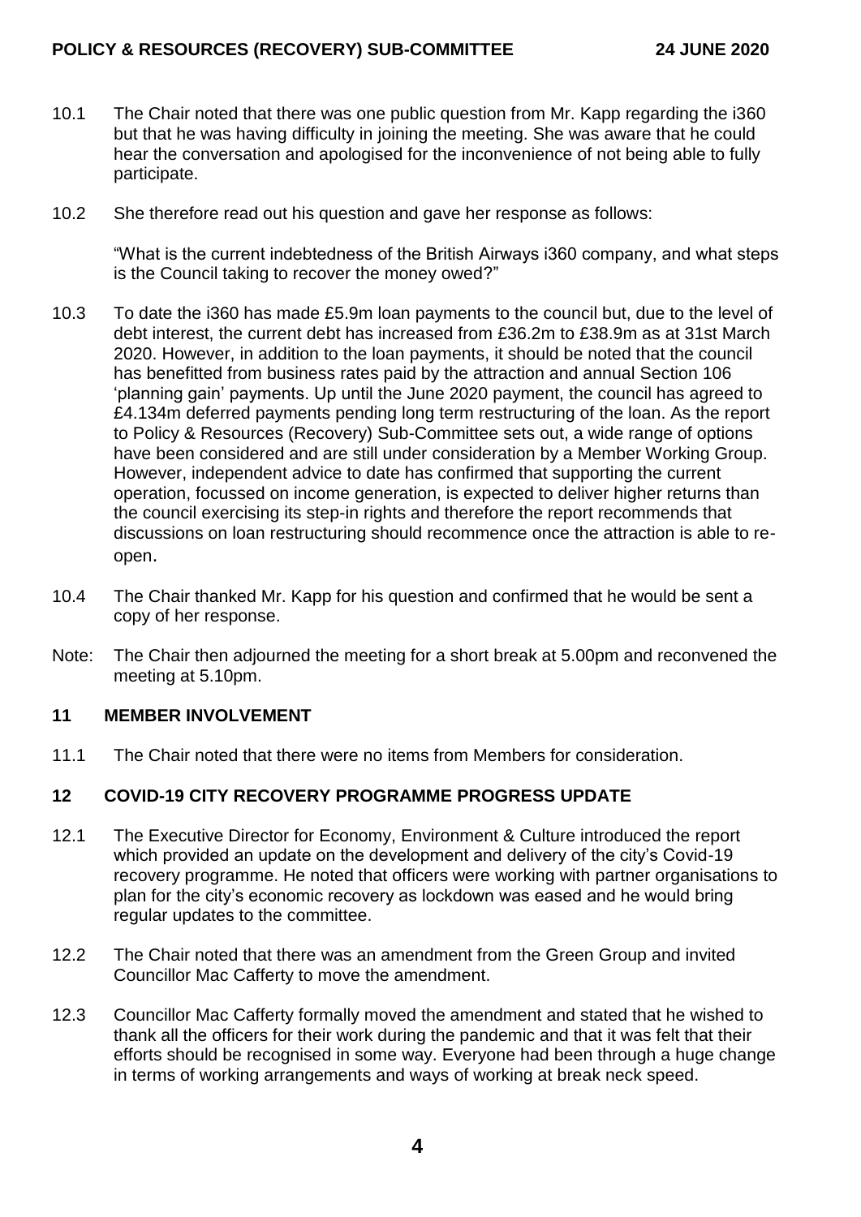10.1 The Chair noted that there was one public question from Mr. Kapp regarding the i360 but that he was having difficulty in joining the meeting. She was aware that he could hear the conversation and apologised for the inconvenience of not being able to fully participate.

10.2 She therefore read out his question and gave her response as follows:

"What is the current indebtedness of the British Airways i360 company, and what steps is the Council taking to recover the money owed?"

10.3 To date the i360 has made £5.9m loan payments to the council but, due to the level of debt interest, the current debt has increased from £36.2m to £38.9m as at 31st March 2020. However, in addition to the loan payments, it should be noted that the council has benefitted from business rates paid by the attraction and annual Section 106 'planning gain' payments. Up until the June 2020 payment, the council has agreed to £4.134m deferred payments pending long term restructuring of the loan. As the report to Policy & Resources (Recovery) Sub-Committee sets out, a wide range of options have been considered and are still under consideration by a Member Working Group. However, independent advice to date has confirmed that supporting the current operation, focussed on income generation, is expected to deliver higher returns than the council exercising its step-in rights and therefore the report recommends that discussions on loan restructuring should recommence once the attraction is able to re-open.

10.4 The Chair thanked Mr. Kapp for his question and confirmed that he would be sent a copy of her response.

Note: The Chair then adjourned the meeting for a short break at 5.00pm and reconvened the meeting at 5.10pm.

## 11 MEMBER INVOLVEMENT

11.1 The Chair noted that there were no items from Members for consideration.

## 12 COVID-19 CITY RECOVERY PROGRAMME PROGRESS UPDATE

12.1 The Executive Director for Economy, Environment & Culture introduced the report which provided an update on the development and delivery of the city's Covid-19 recovery programme. He noted that officers were working with partner organisations to plan for the city's economic recovery as lockdown was eased and he would bring regular updates to the committee.

12.2 The Chair noted that there was an amendment from the Green Group and invited Councillor Mac Cafferty to move the amendment.

12.3 Councillor Mac Cafferty formally moved the amendment and stated that he wished to thank all the officers for their work during the pandemic and that it was felt that their efforts should be recognised in some way. Everyone had been through a huge change in terms of working arrangements and ways of working at break neck speed.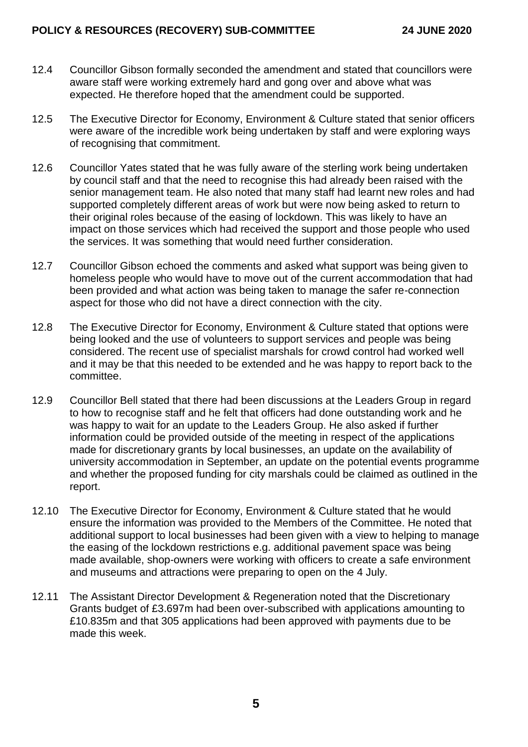12.4 Councillor Gibson formally seconded the amendment and stated that councillors were aware staff were working extremely hard and gong over and above what was expected. He therefore hoped that the amendment could be supported.

12.5 The Executive Director for Economy, Environment & Culture stated that senior officers were aware of the incredible work being undertaken by staff and were exploring ways of recognising that commitment.

12.6 Councillor Yates stated that he was fully aware of the sterling work being undertaken by council staff and that the need to recognise this had already been raised with the senior management team. He also noted that many staff had learnt new roles and had supported completely different areas of work but were now being asked to return to their original roles because of the easing of lockdown. This was likely to have an impact on those services which had received the support and those people who used the services. It was something that would need further consideration.

12.7 Councillor Gibson echoed the comments and asked what support was being given to homeless people who would have to move out of the current accommodation that had been provided and what action was being taken to manage the safer re-connection aspect for those who did not have a direct connection with the city.

12.8 The Executive Director for Economy, Environment & Culture stated that options were being looked and the use of volunteers to support services and people was being considered. The recent use of specialist marshals for crowd control had worked well and it may be that this needed to be extended and he was happy to report back to the committee.

12.9 Councillor Bell stated that there had been discussions at the Leaders Group in regard to how to recognise staff and he felt that officers had done outstanding work and he was happy to wait for an update to the Leaders Group. He also asked if further information could be provided outside of the meeting in respect of the applications made for discretionary grants by local businesses, an update on the availability of university accommodation in September, an update on the potential events programme and whether the proposed funding for city marshals could be claimed as outlined in the report.

12.10 The Executive Director for Economy, Environment & Culture stated that he would ensure the information was provided to the Members of the Committee. He noted that additional support to local businesses had been given with a view to helping to manage the easing of the lockdown restrictions e.g. additional pavement space was being made available, shop-owners were working with officers to create a safe environment and museums and attractions were preparing to open on the 4 July.

12.11 The Assistant Director Development & Regeneration noted that the Discretionary Grants budget of £3.697m had been over-subscribed with applications amounting to £10.835m and that 305 applications had been approved with payments due to be made this week.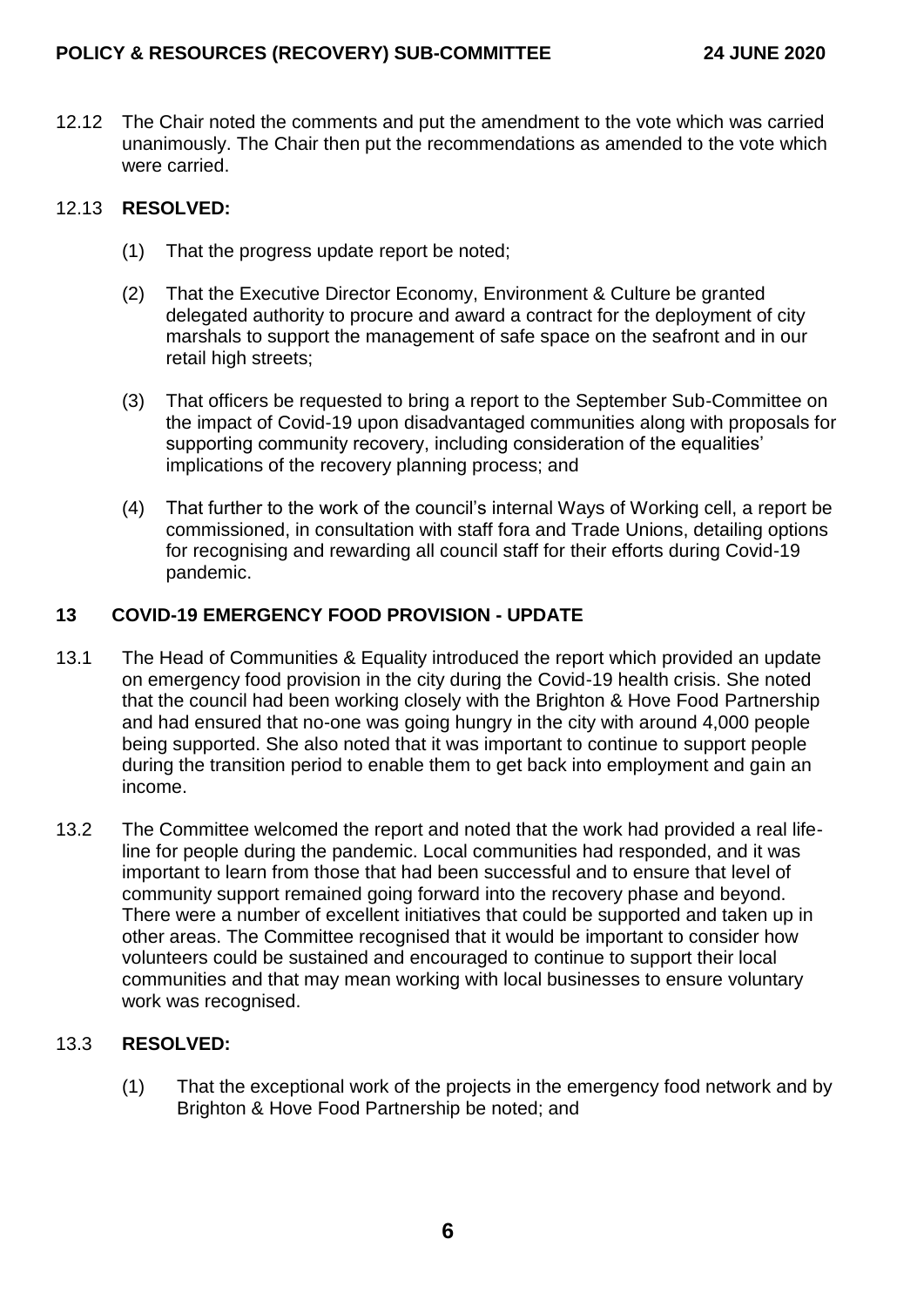12.12 The Chair noted the comments and put the amendment to the vote which was carried unanimously. The Chair then put the recommendations as amended to the vote which were carried.

12.13 **RESOLVED:**

(1) That the progress update report be noted;

(2) That the Executive Director Economy, Environment & Culture be granted delegated authority to procure and award a contract for the deployment of city marshals to support the management of safe space on the seafront and in our retail high streets;

(3) That officers be requested to bring a report to the September Sub-Committee on the impact of Covid-19 upon disadvantaged communities along with proposals for supporting community recovery, including consideration of the equalities' implications of the recovery planning process; and

(4) That further to the work of the council's internal Ways of Working cell, a report be commissioned, in consultation with staff fora and Trade Unions, detailing options for recognising and rewarding all council staff for their efforts during Covid-19 pandemic.

## 13 COVID-19 EMERGENCY FOOD PROVISION - UPDATE

13.1 The Head of Communities & Equality introduced the report which provided an update on emergency food provision in the city during the Covid-19 health crisis. She noted that the council had been working closely with the Brighton & Hove Food Partnership and had ensured that no-one was going hungry in the city with around 4,000 people being supported. She also noted that it was important to continue to support people during the transition period to enable them to get back into employment and gain an income.

13.2 The Committee welcomed the report and noted that the work had provided a real life-line for people during the pandemic. Local communities had responded, and it was important to learn from those that had been successful and to ensure that level of community support remained going forward into the recovery phase and beyond. There were a number of excellent initiatives that could be supported and taken up in other areas. The Committee recognised that it would be important to consider how volunteers could be sustained and encouraged to continue to support their local communities and that may mean working with local businesses to ensure voluntary work was recognised.

13.3 **RESOLVED:**

(1) That the exceptional work of the projects in the emergency food network and by Brighton & Hove Food Partnership be noted; and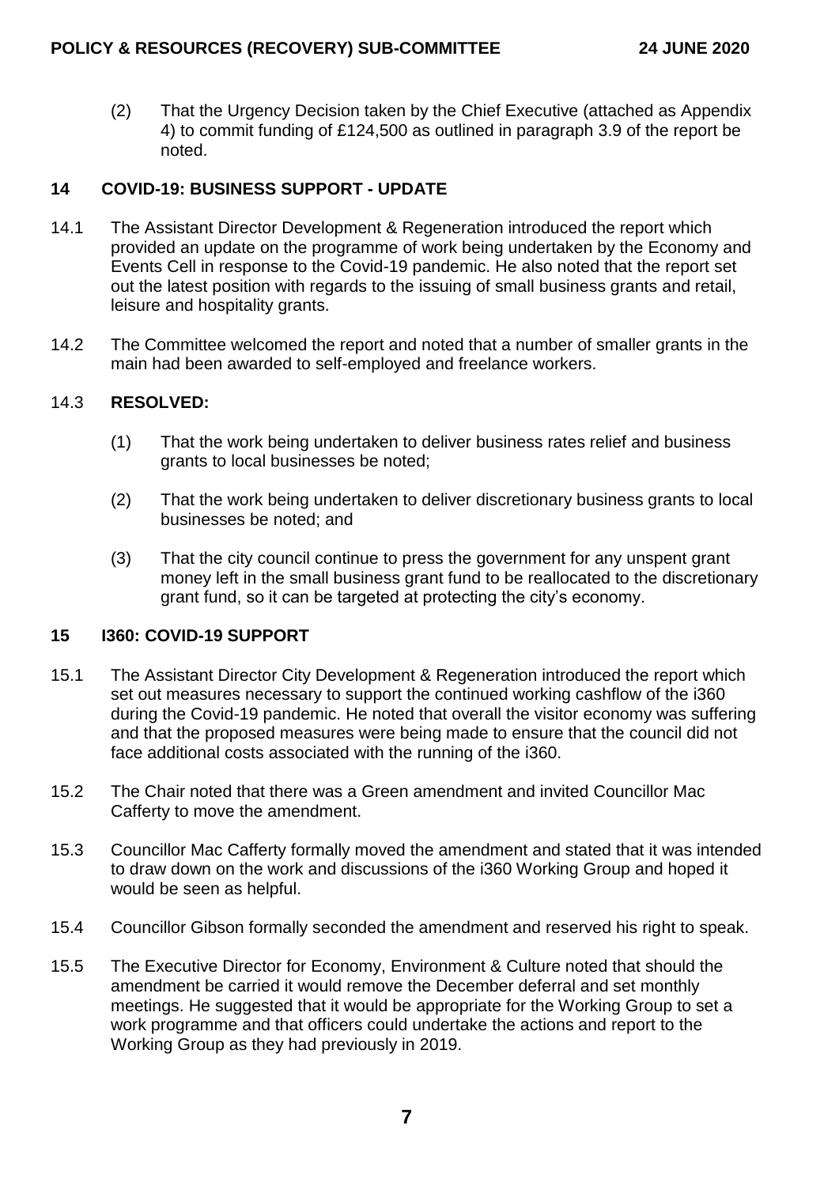(2) That the Urgency Decision taken by the Chief Executive (attached as Appendix 4) to commit funding of £124,500 as outlined in paragraph 3.9 of the report be noted.

## 14 COVID-19: BUSINESS SUPPORT - UPDATE

14.1 The Assistant Director Development & Regeneration introduced the report which provided an update on the programme of work being undertaken by the Economy and Events Cell in response to the Covid-19 pandemic. He also noted that the report set out the latest position with regards to the issuing of small business grants and retail, leisure and hospitality grants.

14.2 The Committee welcomed the report and noted that a number of smaller grants in the main had been awarded to self-employed and freelance workers.

14.3 **RESOLVED:**

(1) That the work being undertaken to deliver business rates relief and business grants to local businesses be noted;

(2) That the work being undertaken to deliver discretionary business grants to local businesses be noted; and

(3) That the city council continue to press the government for any unspent grant money left in the small business grant fund to be reallocated to the discretionary grant fund, so it can be targeted at protecting the city's economy.

## 15 I360: COVID-19 SUPPORT

15.1 The Assistant Director City Development & Regeneration introduced the report which set out measures necessary to support the continued working cashflow of the i360 during the Covid-19 pandemic. He noted that overall the visitor economy was suffering and that the proposed measures were being made to ensure that the council did not face additional costs associated with the running of the i360.

15.2 The Chair noted that there was a Green amendment and invited Councillor Mac Cafferty to move the amendment.

15.3 Councillor Mac Cafferty formally moved the amendment and stated that it was intended to draw down on the work and discussions of the i360 Working Group and hoped it would be seen as helpful.

15.4 Councillor Gibson formally seconded the amendment and reserved his right to speak.

15.5 The Executive Director for Economy, Environment & Culture noted that should the amendment be carried it would remove the December deferral and set monthly meetings. He suggested that it would be appropriate for the Working Group to set a work programme and that officers could undertake the actions and report to the Working Group as they had previously in 2019.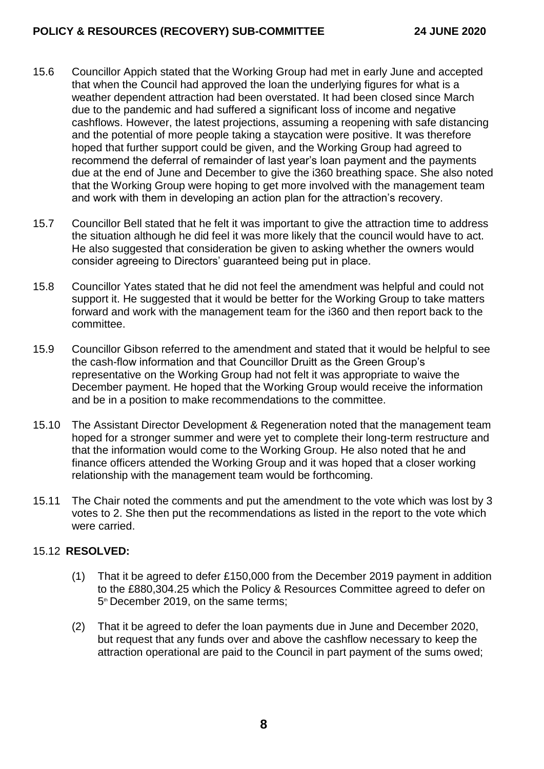15.6 Councillor Appich stated that the Working Group had met in early June and accepted that when the Council had approved the loan the underlying figures for what is a weather dependent attraction had been overstated. It had been closed since March due to the pandemic and had suffered a significant loss of income and negative cashflows. However, the latest projections, assuming a reopening with safe distancing and the potential of more people taking a staycation were positive. It was therefore hoped that further support could be given, and the Working Group had agreed to recommend the deferral of remainder of last year's loan payment and the payments due at the end of June and December to give the i360 breathing space. She also noted that the Working Group were hoping to get more involved with the management team and work with them in developing an action plan for the attraction's recovery.

15.7 Councillor Bell stated that he felt it was important to give the attraction time to address the situation although he did feel it was more likely that the council would have to act. He also suggested that consideration be given to asking whether the owners would consider agreeing to Directors' guaranteed being put in place.

15.8 Councillor Yates stated that he did not feel the amendment was helpful and could not support it. He suggested that it would be better for the Working Group to take matters forward and work with the management team for the i360 and then report back to the committee.

15.9 Councillor Gibson referred to the amendment and stated that it would be helpful to see the cash-flow information and that Councillor Druitt as the Green Group's representative on the Working Group had not felt it was appropriate to waive the December payment. He hoped that the Working Group would receive the information and be in a position to make recommendations to the committee.

15.10 The Assistant Director Development & Regeneration noted that the management team hoped for a stronger summer and were yet to complete their long-term restructure and that the information would come to the Working Group. He also noted that he and finance officers attended the Working Group and it was hoped that a closer working relationship with the management team would be forthcoming.

15.11 The Chair noted the comments and put the amendment to the vote which was lost by 3 votes to 2. She then put the recommendations as listed in the report to the vote which were carried.

15.12 **RESOLVED:**

(1) That it be agreed to defer £150,000 from the December 2019 payment in addition to the £880,304.25 which the Policy & Resources Committee agreed to defer on 5th December 2019, on the same terms;

(2) That it be agreed to defer the loan payments due in June and December 2020, but request that any funds over and above the cashflow necessary to keep the attraction operational are paid to the Council in part payment of the sums owed;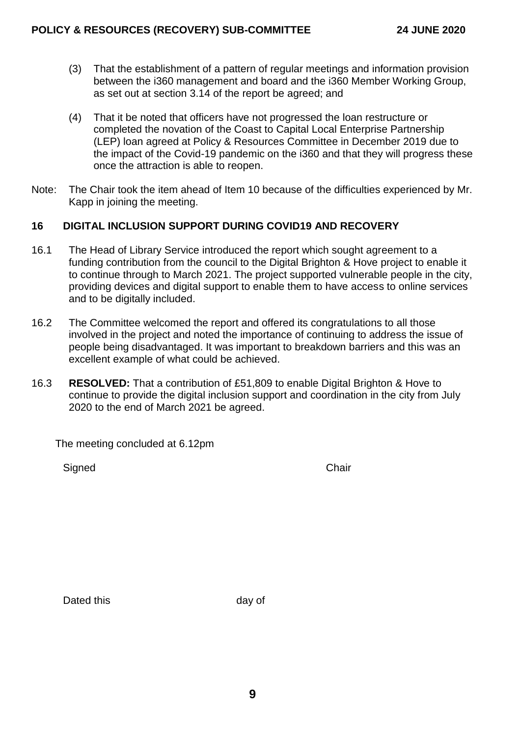(3) That the establishment of a pattern of regular meetings and information provision between the i360 management and board and the i360 Member Working Group, as set out at section 3.14 of the report be agreed; and

(4) That it be noted that officers have not progressed the loan restructure or completed the novation of the Coast to Capital Local Enterprise Partnership (LEP) loan agreed at Policy & Resources Committee in December 2019 due to the impact of the Covid-19 pandemic on the i360 and that they will progress these once the attraction is able to reopen.

Note: The Chair took the item ahead of Item 10 because of the difficulties experienced by Mr. Kapp in joining the meeting.

## 16 DIGITAL INCLUSION SUPPORT DURING COVID19 AND RECOVERY

16.1 The Head of Library Service introduced the report which sought agreement to a funding contribution from the council to the Digital Brighton & Hove project to enable it to continue through to March 2021. The project supported vulnerable people in the city, providing devices and digital support to enable them to have access to online services and to be digitally included.

16.2 The Committee welcomed the report and offered its congratulations to all those involved in the project and noted the importance of continuing to address the issue of people being disadvantaged. It was important to breakdown barriers and this was an excellent example of what could be achieved.

16.3 **RESOLVED:** That a contribution of £51,809 to enable Digital Brighton & Hove to continue to provide the digital inclusion support and coordination in the city from July 2020 to the end of March 2021 be agreed.

The meeting concluded at 6.12pm

Signed Chair

Dated this day of